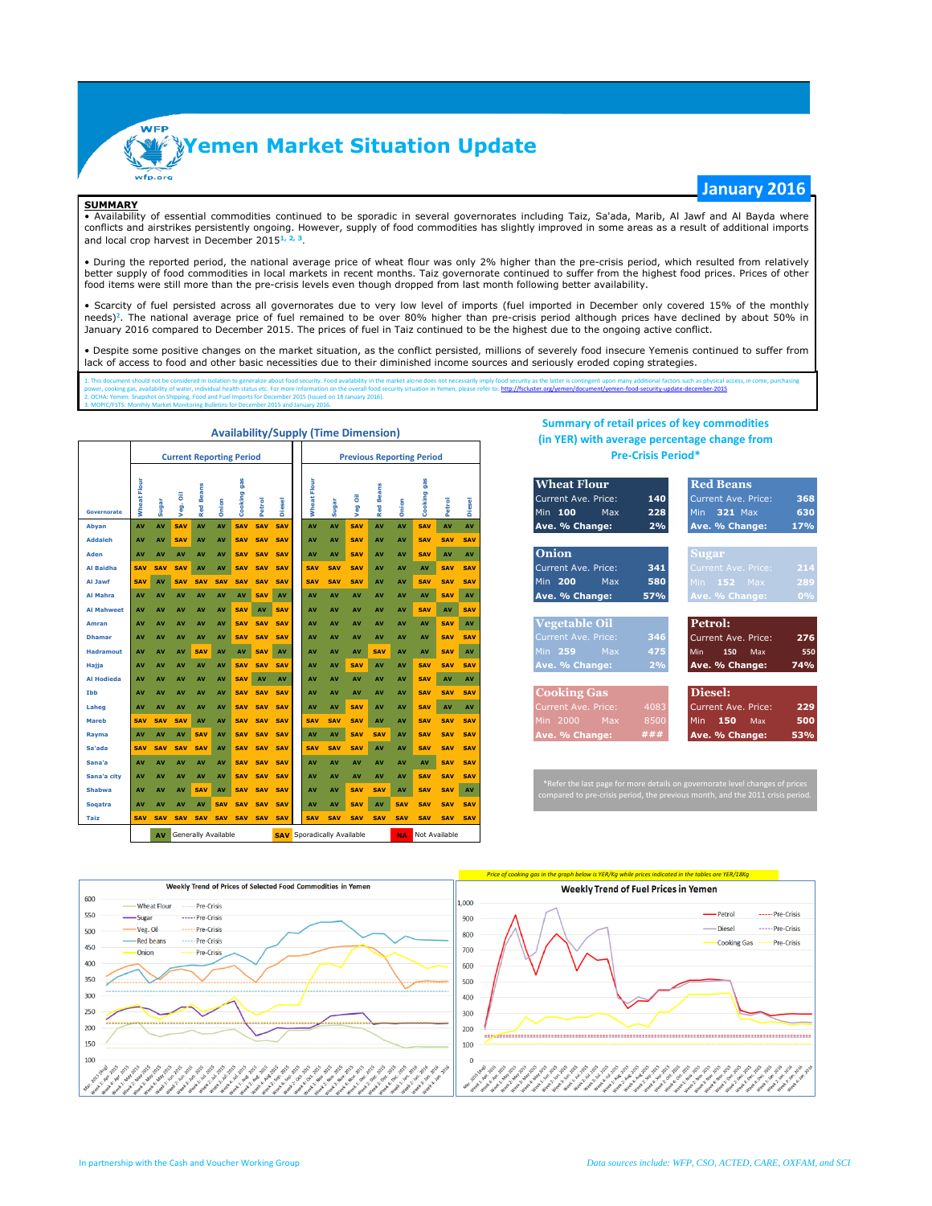# Yemen Market Situation Update

**January 2016**

## SUMMARY

• Availability of essential commodities continued to be sporadic in several governorates including Taiz, Sa'ada, Marib, Al Jawf and Al Bayda where conflicts and airstrikes persistently ongoing. However, supply of food commodities has slightly improved in some areas as a result of additional imports and local crop harvest in December 2015[1, 2, 3].

• During the reported period, the national average price of wheat flour was only 2% higher than the pre-crisis period, which resulted from relatively better supply of food commodities in local markets in recent months. Taiz governorate continued to suffer from the highest food prices. Prices of other food items were still more than the pre-crisis levels even though dropped from last month following better availability.

• Scarcity of fuel persisted across all governorates due to very low level of imports (fuel imported in December only covered 15% of the monthly needs)[2]. The national average price of fuel remained to be over 80% higher than pre-crisis period although prices have declined by about 50% in January 2016 compared to December 2015. The prices of fuel in Taiz continued to be the highest due to the ongoing active conflict.

• Despite some positive changes on the market situation, as the conflict persisted, millions of severely food insecure Yemenis continued to suffer from lack of access to food and other basic necessities due to their diminished income sources and seriously eroded coping strategies.

1. This document should not be considered in isolation to generalize about food security. Food availability in the market alone does not necessarily imply food security as the latter is contingent upon many additional factors such as physical access, income, purchasing power, cooking gas, availability of water, individual health status etc. For more information on the overall food security situation in Yemen, please refer to: http://fscluster.org/yemen/document/yemen-food-security-update-december-2015
2. OCHA: Yemen: Snapshot on Shipping, Food and Fuel Imports for December 2015 (Issued on 18 January 2016).
3. MOPIC/FSTS: Monthly Market Monitoring Bulletins for December 2015 and January 2016.

## Availability/Supply (Time Dimension)

| Governorate | Current Reporting Period | | | | | | | | Previous Reporting Period | | | | | | | |
|---|---|---|---|---|---|---|---|---|---|---|---|---|---|---|---|---|
| | Wheat Flour | Sugar | Veg. Oil | Red Beans | Onion | Cooking gas | Petrol | Diesel | Wheat Flour | Sugar | Veg Oil | Red Beans | Onion | Cooking gas | Petrol | Diesel |
| Abyan | AV | AV | SAV | AV | AV | SAV | SAV | SAV | AV | AV | SAV | AV | AV | SAV | AV | AV |
| Addaleh | AV | AV | SAV | AV | AV | SAV | SAV | SAV | AV | AV | SAV | AV | AV | SAV | SAV | SAV |
| Aden | AV | AV | AV | AV | AV | SAV | SAV | SAV | AV | AV | SAV | AV | AV | SAV | AV | AV |
| Al Baidha | SAV | SAV | SAV | AV | AV | SAV | SAV | SAV | SAV | SAV | SAV | AV | AV | AV | SAV | SAV |
| Al Jawf | SAV | AV | SAV | SAV | SAV | SAV | SAV | SAV | SAV | SAV | SAV | AV | AV | SAV | SAV | SAV |
| Al Mahra | AV | AV | AV | AV | AV | AV | SAV | AV | AV | AV | AV | AV | AV | AV | SAV | AV |
| Al Mahweet | AV | AV | AV | AV | AV | SAV | AV | SAV | AV | AV | AV | AV | AV | SAV | AV | SAV |
| Amran | AV | AV | AV | AV | AV | SAV | SAV | SAV | AV | AV | AV | AV | AV | AV | SAV | AV |
| Dhamar | AV | AV | AV | AV | AV | SAV | SAV | SAV | AV | AV | AV | AV | AV | AV | SAV | SAV |
| Hadramout | AV | AV | AV | SAV | AV | AV | SAV | AV | AV | AV | AV | SAV | AV | AV | SAV | AV |
| Hajja | AV | AV | AV | AV | AV | SAV | SAV | SAV | AV | AV | SAV | AV | AV | SAV | SAV | SAV |
| Al Hodieda | AV | AV | AV | AV | AV | SAV | AV | AV | AV | AV | AV | AV | AV | SAV | AV | AV |
| Ibb | AV | AV | AV | AV | AV | SAV | SAV | SAV | AV | AV | AV | AV | AV | SAV | SAV | SAV |
| Laheg | AV | AV | AV | AV | AV | SAV | SAV | SAV | AV | AV | SAV | AV | AV | SAV | AV | AV |
| Mareb | SAV | SAV | SAV | AV | AV | SAV | SAV | SAV | SAV | SAV | SAV | AV | AV | SAV | SAV | SAV |
| Rayma | AV | AV | AV | SAV | AV | SAV | SAV | SAV | AV | AV | SAV | SAV | AV | SAV | SAV | SAV |
| Sa'ada | SAV | SAV | SAV | SAV | AV | SAV | SAV | SAV | SAV | SAV | SAV | AV | AV | SAV | SAV | SAV |
| Sana'a | AV | AV | AV | AV | AV | SAV | SAV | SAV | AV | AV | AV | AV | AV | AV | SAV | SAV |
| Sana'a city | AV | AV | AV | AV | AV | SAV | SAV | SAV | AV | AV | AV | AV | AV | SAV | SAV | SAV |
| Shabwa | AV | AV | AV | SAV | AV | SAV | SAV | SAV | AV | AV | SAV | SAV | AV | SAV | SAV | AV |
| Soqatra | AV | AV | AV | AV | SAV | SAV | SAV | SAV | AV | AV | SAV | AV | SAV | SAV | SAV | SAV |
| Taiz | SAV | SAV | SAV | SAV | SAV | SAV | SAV | SAV | SAV | SAV | SAV | SAV | SAV | SAV | SAV | SAV |

AV: Generally Available; SAV: Sporadically Available; NA: Not Available

## Summary of retail prices of key commodities (in YER) with average percentage change from Pre-Crisis Period*

| Commodity | Current Ave. Price | Min | Max | Ave. % Change |
|---|---|---|---|---|
| Wheat Flour | 140 | 100 | 228 | 2% |
| Red Beans | 368 | 321 | 630 | 17% |
| Onion | 341 | 200 | 580 | 57% |
| Sugar | 214 | 152 | 289 | 0% |
| Vegetable Oil | 346 | 259 | 475 | 2% |
| Petrol | 276 | 150 | 550 | 74% |
| Cooking Gas | 4083 | 2000 | 8500 | ### |
| Diesel | 229 | 150 | 500 | 53% |

*Refer the last page for more details on governorate level changes of prices compared to pre-crisis period, the previous month, and the 2011 crisis period.

### Weekly Trend of Prices of Selected Food Commodities in Yemen

*Price of cooking gas in the graph below is YER/Kg while prices indicated in the tables are YER/18Kg*

### Weekly Trend of Fuel Prices in Yemen

In partnership with the Cash and Voucher Working Group

*Data sources include: WFP, CSO, ACTED, CARE, OXFAM, and SCI*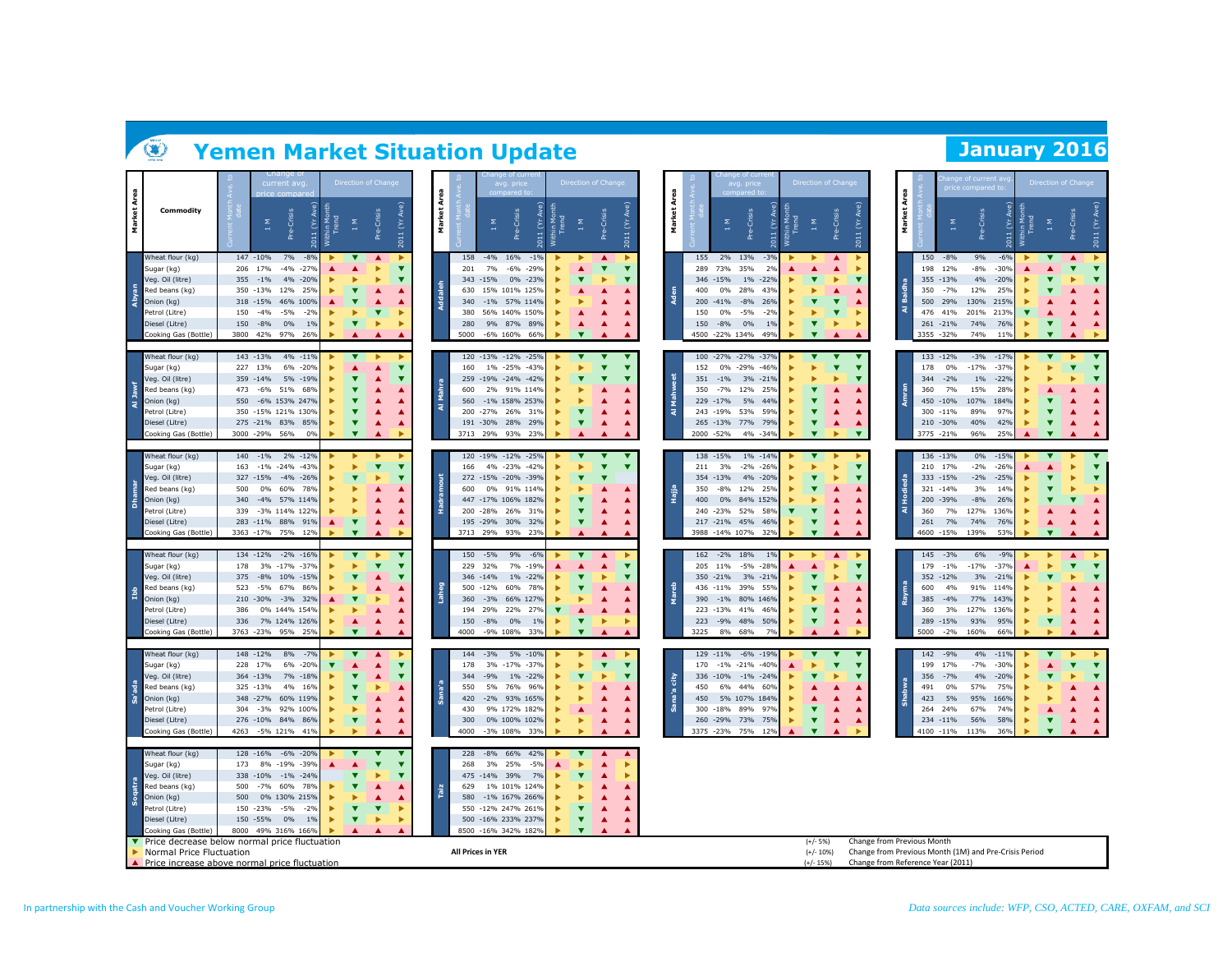# Yemen Market Situation Update

## January 2016

| Market Area | Commodity | Current Month Ave. to date | Change of current avg. price compared to: 1 M | Pre-Crisis | 2011 (Yr Ave) | Direction of Change: Within Month Trend | 1 M | Pre-Crisis | 2011 (Yr Ave) |
|---|---|---|---|---|---|---|---|---|---|
| Abyan | Wheat flour (kg) | 147 | -10% | 7% | -8% | ► | ▼ | ▲ | ► |
| | Sugar (kg) | 206 | 17% | -4% | -27% | ▲ | ▲ | ► | ▼ |
| | Veg. Oil (litre) | 355 | -1% | 4% | -20% | ► | ► | ► | ▼ |
| | Red beans (kg) | 350 | -13% | 12% | 25% | ► | ▼ | ▲ | ▲ |
| | Onion (kg) | 318 | -15% | 46% | 100% | ▲ | ▼ | ▲ | ▲ |
| | Petrol (Litre) | 150 | -4% | -5% | -2% | ► | ► | ▼ | ► |
| | Diesel (Litre) | 150 | -8% | 0% | 1% | ► | ▼ | ► | ► |
| | Cooking Gas (Bottle) | 3800 | 42% | 97% | 26% | ► | ▲ | ▲ | ▲ |
| Al Jawf | Wheat flour (kg) | 143 | -13% | 4% | -11% | ► | ▼ | ► | ► |
| | Sugar (kg) | 227 | 13% | 6% | -20% | ► | ▲ | ► | ▼ |
| | Veg. Oil (litre) | 359 | -14% | 5% | -19% | ► | ▼ | ▲ | ▼ |
| | Red beans (kg) | 473 | -6% | 51% | 68% | ► | ▼ | ▲ | ▲ |
| | Onion (kg) | 550 | -6% | 153% | 247% | ► | ▼ | ▲ | ▲ |
| | Petrol (Litre) | 350 | -15% | 121% | 130% | ► | ▼ | ▲ | ▲ |
| | Diesel (Litre) | 275 | -21% | 83% | 85% | ► | ▼ | ▲ | ▲ |
| | Cooking Gas (Bottle) | 3000 | -29% | 56% | 0% | ► | ▼ | ▲ | ► |
| Dhamar | Wheat flour (kg) | 140 | -1% | 2% | -12% | ► | ► | ► | ► |
| | Sugar (kg) | 163 | -1% | -24% | -43% | ► | ► | ▼ | ▼ |
| | Veg. Oil (litre) | 327 | -15% | -4% | -26% | ► | ▼ | ► | ▼ |
| | Red beans (kg) | 500 | 0% | 60% | 78% | ► | ► | ▲ | ▲ |
| | Onion (kg) | 340 | -4% | 57% | 114% | ► | ► | ▲ | ▲ |
| | Petrol (Litre) | 339 | -3% | 114% | 122% | ► | ► | ▲ | ▲ |
| | Diesel (Litre) | 283 | -11% | 88% | 91% | ▲ | ▼ | ▲ | ▲ |
| | Cooking Gas (Bottle) | 3363 | -17% | 75% | 12% | ► | ▼ | ▲ | ► |
| Ibb | Wheat flour (kg) | 134 | -12% | -2% | -16% | ► | ▼ | ► | ▼ |
| | Sugar (kg) | 178 | 3% | -17% | -37% | ► | ► | ▼ | ▼ |
| | Veg. Oil (litre) | 375 | -8% | 10% | -15% | ► | ▼ | ▲ | ▼ |
| | Red beans (kg) | 523 | -5% | 67% | 86% | ► | ► | ▲ | ▲ |
| | Onion (kg) | 210 | -30% | -3% | 32% | ▲ | ▼ | ► | ▲ |
| | Petrol (Litre) | 386 | 0% | 144% | 154% | ► | ► | ▲ | ▲ |
| | Diesel (Litre) | 336 | 7% | 124% | 126% | ► | ▲ | ▲ | ▲ |
| | Cooking Gas (Bottle) | 3763 | -23% | 95% | 25% | ► | ▼ | ▲ | ▲ |
| Sa'ada | Wheat flour (kg) | 148 | -12% | 8% | -7% | ► | ▼ | ▲ | ► |
| | Sugar (kg) | 228 | 17% | 6% | -20% | ▼ | ▲ | ▲ | ▼ |
| | Veg. Oil (litre) | 364 | -13% | 7% | -18% | ► | ▼ | ▲ | ▼ |
| | Red beans (kg) | 325 | -13% | 4% | 16% | ► | ▼ | ► | ▲ |
| | Onion (kg) | 348 | -27% | 60% | 119% | ► | ▼ | ▲ | ▲ |
| | Petrol (Litre) | 304 | -3% | 92% | 100% | ► | ► | ▲ | ▲ |
| | Diesel (Litre) | 276 | -10% | 84% | 86% | ► | ▼ | ▲ | ▲ |
| | Cooking Gas (Bottle) | 4263 | -5% | 121% | 41% | ► | ► | ▲ | ▲ |
| Soqatra | Wheat flour (kg) | 128 | -16% | -6% | -20% | ► | ▼ | ▼ | ▼ |
| | Sugar (kg) | 173 | 8% | -19% | -39% | ▲ | ▲ | ▼ | ▼ |
| | Veg. Oil (litre) | 338 | -10% | -1% | -24% | ► | ▼ | ► | ▼ |
| | Red beans (kg) | 500 | -7% | 60% | 78% | ► | ▼ | ▲ | ▲ |
| | Onion (kg) | 500 | 0% | 130% | 215% | ► | ► | ▲ | ▲ |
| | Petrol (Litre) | 150 | -23% | -5% | -2% | ► | ▼ | ▼ | ► |
| | Diesel (Litre) | 150 | -55% | 0% | 1% | ► | ▼ | ► | ► |
| | Cooking Gas (Bottle) | 8000 | 49% | 316% | 166% | ► | ▲ | ▲ | ▲ |
| Addaleh | Wheat flour (kg) | 158 | -4% | 16% | -1% | ► | ► | ▲ | ► |
| | Sugar (kg) | 201 | 7% | -6% | -29% | ► | ▲ | ▼ | ▼ |
| | Veg. Oil (litre) | 343 | -15% | 0% | -23% | ► | ▼ | ► | ▼ |
| | Red beans (kg) | 630 | 15% | 101% | 125% | ► | ▲ | ▲ | ▲ |
| | Onion (kg) | 340 | -1% | 57% | 114% | ► | ► | ▲ | ▲ |
| | Petrol (Litre) | 380 | 56% | 140% | 150% | ► | ▲ | ▲ | ▲ |
| | Diesel (Litre) | 280 | 9% | 87% | 89% | ► | ▲ | ▲ | ▲ |
| | Cooking Gas (Bottle) | 5000 | -6% | 160% | 66% | ► | ▼ | ▲ | ▲ |
| Al Mahra | Wheat flour (kg) | 120 | -13% | -12% | -25% | ► | ▼ | ▼ | ▼ |
| | Sugar (kg) | 160 | 1% | -25% | -43% | ► | ► | ▼ | ▼ |
| | Veg. Oil (litre) | 259 | -19% | -24% | -42% | ► | ▼ | ▼ | ▼ |
| | Red beans (kg) | 600 | 2% | 91% | 114% | ► | ► | ▲ | ▲ |
| | Onion (kg) | 560 | -1% | 158% | 253% | ► | ► | ▲ | ▲ |
| | Petrol (Litre) | 200 | -27% | 26% | 31% | ► | ▼ | ▲ | ▲ |
| | Diesel (Litre) | 191 | -30% | 28% | 29% | ► | ▼ | ▲ | ▲ |
| | Cooking Gas (Bottle) | 3713 | 29% | 93% | 23% | ► | ▲ | ▲ | ▲ |
| Hadramout | Wheat flour (kg) | 120 | -19% | -12% | -25% | ► | ▼ | ▼ | ▼ |
| | Sugar (kg) | 166 | 4% | -23% | -42% | ► | ► | ▼ | ▼ |
| | Veg. Oil (litre) | 272 | -15% | -20% | -39% | ► | ▼ | ▼ | |
| | Red beans (kg) | 600 | 0% | 91% | 114% | ► | ► | ▲ | ▲ |
| | Onion (kg) | 447 | -17% | 106% | 182% | ► | ▼ | ▲ | ▲ |
| | Petrol (Litre) | 200 | -28% | 26% | 31% | ► | ▼ | ▲ | ▲ |
| | Diesel (Litre) | 195 | -29% | 30% | 32% | ► | ▼ | ▲ | ▲ |
| | Cooking Gas (Bottle) | 3713 | 29% | 93% | 23% | ► | ▲ | ▲ | ▲ |
| Laheg | Wheat flour (kg) | 150 | -5% | 9% | -6% | ► | ► | ▲ | ► |
| | Sugar (kg) | 229 | 32% | 7% | -19% | ▲ | ▲ | ► | ▼ |
| | Veg. Oil (litre) | 346 | -14% | 1% | -22% | ► | ▼ | ► | ▼ |
| | Red beans (kg) | 500 | -12% | 60% | 78% | ► | ▼ | ▲ | ▲ |
| | Onion (kg) | 360 | -3% | 66% | 127% | ► | ► | ▲ | ▲ |
| | Petrol (Litre) | 194 | 29% | 22% | 27% | ▼ | ▲ | ▲ | ▲ |
| | Diesel (Litre) | 150 | -8% | 0% | 1% | ► | ▼ | ► | ► |
| | Cooking Gas (Bottle) | 4000 | -9% | 108% | 33% | ► | ▼ | ▲ | ▲ |
| Sana'a | Wheat flour (kg) | 144 | -3% | 5% | -10% | ► | ► | ▲ | ► |
| | Sugar (kg) | 178 | 3% | -17% | -37% | ► | ► | ▼ | ▼ |
| | Veg. Oil (litre) | 344 | -9% | 1% | -22% | ► | ▼ | ► | ▼ |
| | Red beans (kg) | 550 | 5% | 76% | 96% | ► | ► | ▲ | ▲ |
| | Onion (kg) | 420 | -2% | 93% | 165% | ► | ► | ▲ | ▲ |
| | Petrol (Litre) | 430 | 9% | 172% | 182% | ► | ▲ | ▲ | ▲ |
| | Diesel (Litre) | 300 | 0% | 100% | 102% | ► | ► | ▲ | ▲ |
| | Cooking Gas (Bottle) | 4000 | -3% | 108% | 33% | ► | ► | ▲ | ▲ |
| Taiz | Wheat flour (kg) | 228 | -8% | 66% | 42% | ► | ▼ | ▲ | ▲ |
| | Sugar (kg) | 268 | 3% | 25% | -5% | ▲ | ► | ▲ | ► |
| | Veg. Oil (litre) | 475 | -14% | 39% | 7% | ► | ▼ | ▲ | ► |
| | Red beans (kg) | 629 | 1% | 101% | 124% | ► | ► | ▲ | ▲ |
| | Onion (kg) | 580 | -1% | 167% | 266% | ► | ► | ▲ | ▲ |
| | Petrol (Litre) | 550 | -12% | 247% | 261% | ► | ▼ | ▲ | ▲ |
| | Diesel (Litre) | 500 | -16% | 233% | 237% | ► | ▼ | ▲ | ▲ |
| | Cooking Gas (Bottle) | 8500 | -16% | 342% | 182% | ► | ▼ | ▲ | ▲ |
| Aden | Wheat flour (kg) | 155 | 2% | 13% | -3% | ► | ► | ▲ | ► |
| | Sugar (kg) | 289 | 73% | 35% | 2% | ▲ | ▲ | ▲ | ► |
| | Veg. Oil (litre) | 346 | -15% | 1% | -22% | ► | ▼ | ► | ▼ |
| | Red beans (kg) | 400 | 0% | 28% | 43% | ► | ► | ▲ | ▲ |
| | Onion (kg) | 200 | -41% | -8% | 26% | ► | ▼ | ▼ | ▲ |
| | Petrol (Litre) | 150 | 0% | -5% | -2% | ► | ► | ▼ | ► |
| | Diesel (Litre) | 150 | -8% | 0% | 1% | ► | ▼ | ► | ► |
| | Cooking Gas (Bottle) | 4500 | -22% | 134% | 49% | ► | ▼ | ▲ | ▲ |
| Al Mahweet | Wheat flour (kg) | 100 | -27% | -27% | -37% | ► | ▼ | ▼ | ▼ |
| | Sugar (kg) | 152 | 0% | -29% | -46% | ► | ► | ▼ | ▼ |
| | Veg. Oil (litre) | 351 | -1% | 3% | -21% | ► | ► | ► | ▼ |
| | Red beans (kg) | 350 | -7% | 12% | 25% | ► | ▼ | ▲ | ▲ |
| | Onion (kg) | 229 | -17% | 5% | 44% | ► | ▼ | ► | ▲ |
| | Petrol (Litre) | 243 | -19% | 53% | 59% | ► | ▼ | ▲ | ▲ |
| | Diesel (Litre) | 265 | -13% | 77% | 79% | ► | ▼ | ▲ | ▲ |
| | Cooking Gas (Bottle) | 2000 | -52% | 4% | -34% | ► | ▼ | ► | ▼ |
| Hajja | Wheat flour (kg) | 138 | -15% | 1% | -14% | ► | ▼ | ► | ► |
| | Sugar (kg) | 211 | 3% | -2% | -26% | ► | ► | ► | ▼ |
| | Veg. Oil (litre) | 354 | -13% | 4% | -20% | ► | ▼ | ► | ▼ |
| | Red beans (kg) | 350 | -8% | 12% | 25% | ► | ▼ | ▲ | ▲ |
| | Onion (kg) | 400 | 0% | 84% | 152% | ► | ► | ▲ | ▲ |
| | Petrol (Litre) | 240 | -23% | 52% | 58% | ▼ | ▼ | ▲ | ▲ |
| | Diesel (Litre) | 217 | -21% | 45% | 46% | ► | ▼ | ▲ | ▲ |
| | Cooking Gas (Bottle) | 3988 | -14% | 107% | 32% | ► | ▼ | ▲ | ▲ |
| Mareb | Wheat flour (kg) | 162 | -2% | 18% | 1% | ► | ► | ▲ | ► |
| | Sugar (kg) | 205 | 11% | -5% | -28% | ▲ | ▲ | ► | ▼ |
| | Veg. Oil (litre) | 350 | -21% | 3% | -21% | ► | ▼ | ► | ▼ |
| | Red beans (kg) | 436 | -11% | 39% | 55% | ► | ▼ | ▲ | ▲ |
| | Onion (kg) | 390 | -1% | 80% | 146% | ► | ► | ▲ | ▲ |
| | Petrol (Litre) | 223 | -13% | 41% | 46% | ► | ▼ | ▲ | ▲ |
| | Diesel (Litre) | 223 | -9% | 48% | 50% | ► | ▼ | ▲ | ▲ |
| | Cooking Gas (Bottle) | 3225 | 8% | 68% | 7% | ► | ▲ | ▲ | ► |
| Sana'a city | Wheat flour (kg) | 129 | -11% | -6% | -19% | ► | ▼ | ▼ | ▼ |
| | Sugar (kg) | 170 | -1% | -21% | -40% | ▲ | ► | ▼ | ▼ |
| | Veg. Oil (litre) | 336 | -10% | -1% | -24% | ► | ▼ | ► | ▼ |
| | Red beans (kg) | 450 | 6% | 44% | 60% | ► | ▲ | ▲ | ▲ |
| | Onion (kg) | 450 | 5% | 107% | 184% | ► | ► | ▲ | ▲ |
| | Petrol (Litre) | 300 | -18% | 89% | 97% | ► | ▼ | ▲ | ▲ |
| | Diesel (Litre) | 260 | -29% | 73% | 75% | ► | ▼ | ▲ | ▲ |
| | Cooking Gas (Bottle) | 3375 | -23% | 75% | 12% | ▲ | ▼ | ▲ | ► |
| Al Baidha | Wheat flour (kg) | 150 | -8% | 9% | -6% | ► | ▼ | ▲ | ► |
| | Sugar (kg) | 198 | 12% | -8% | -30% | ▲ | ▲ | ▼ | ▼ |
| | Veg. Oil (litre) | 355 | -13% | 4% | -20% | ► | ▼ | ► | ▼ |
| | Red beans (kg) | 350 | -7% | 12% | 25% | ► | ▼ | ▲ | ▲ |
| | Onion (kg) | 500 | 29% | 130% | 215% | ► | ▲ | ▲ | ▲ |
| | Petrol (Litre) | 476 | 41% | 201% | 213% | ▼ | ▲ | ▲ | ▲ |
| | Diesel (Litre) | 261 | -21% | 74% | 76% | ► | ▼ | ▲ | ▲ |
| | Cooking Gas (Bottle) | 3355 | -32% | 74% | 11% | ► | ▼ | ▲ | ► |
| Amran | Wheat flour (kg) | 133 | -12% | -3% | -17% | ► | ▼ | ► | ▼ |
| | Sugar (kg) | 178 | 0% | -17% | -37% | ► | ► | ▼ | ▼ |
| | Veg. Oil (litre) | 344 | -2% | 1% | -22% | ► | ► | ► | ▼ |
| | Red beans (kg) | 360 | 7% | 15% | 28% | ► | ▲ | ▲ | ▲ |
| | Onion (kg) | 450 | -10% | 107% | 184% | ► | ▼ | ▲ | ▲ |
| | Petrol (Litre) | 300 | -11% | 89% | 97% | ► | ▼ | ▲ | ▲ |
| | Diesel (Litre) | 210 | -30% | 40% | 42% | ► | ▼ | ▲ | ▲ |
| | Cooking Gas (Bottle) | 3775 | -21% | 96% | 25% | ▲ | ▼ | ▲ | ▲ |
| Al Hodieda | Wheat flour (kg) | 136 | -13% | 0% | -15% | ► | ▼ | ► | ▼ |
| | Sugar (kg) | 210 | 17% | -2% | -26% | ▲ | ▲ | ► | ▼ |
| | Veg. Oil (litre) | 333 | -15% | -2% | -25% | ► | ▼ | ► | ▼ |
| | Red beans (kg) | 321 | -14% | 3% | 14% | ► | ▼ | ► | ▲ |
| | Onion (kg) | 200 | -39% | -8% | 26% | ► | ▼ | ▼ | ▲ |
| | Petrol (Litre) | 360 | 7% | 127% | 136% | ► | ► | ▲ | ▲ |
| | Diesel (Litre) | 261 | 7% | 74% | 76% | ► | ▲ | ▲ | ▲ |
| | Cooking Gas (Bottle) | 4600 | -15% | 139% | 53% | ► | ▼ | ▲ | ▲ |
| Rayma | Wheat flour (kg) | 145 | -3% | 6% | -9% | ► | ► | ▲ | ► |
| | Sugar (kg) | 179 | -1% | -17% | -37% | ▲ | ► | ▼ | ▼ |
| | Veg. Oil (litre) | 352 | -12% | 3% | -21% | ► | ▼ | ► | ▼ |
| | Red beans (kg) | 600 | 4% | 91% | 114% | ► | ► | ▲ | ▲ |
| | Onion (kg) | 385 | -4% | 77% | 143% | ► | ► | ▲ | ▲ |
| | Petrol (Litre) | 360 | 3% | 127% | 136% | ► | ► | ▲ | ▲ |
| | Diesel (Litre) | 289 | -15% | 93% | 95% | ► | ▼ | ▲ | ▲ |
| | Cooking Gas (Bottle) | 5000 | -2% | 160% | 66% | ► | ► | ▲ | ▲ |
| Shabwa | Wheat flour (kg) | 142 | -9% | 4% | -11% | ► | ▼ | ► | ► |
| | Sugar (kg) | 199 | 17% | -7% | -30% | ► | ▲ | ▼ | ▼ |
| | Veg. Oil (litre) | 356 | -7% | 4% | -20% | ► | ▼ | ► | ▼ |
| | Red beans (kg) | 491 | 0% | 57% | 75% | ► | ► | ▲ | ▲ |
| | Onion (kg) | 423 | 5% | 95% | 166% | ► | ► | ▲ | ▲ |
| | Petrol (Litre) | 264 | 24% | 67% | 74% | ► | ▲ | ▲ | ▲ |
| | Diesel (Litre) | 234 | -11% | 56% | 58% | ► | ▼ | ▲ | ▲ |
| | Cooking Gas (Bottle) | 4100 | -11% | 113% | 36% | ► | ▼ | ▲ | ▲ |

▼ Price decrease below normal price fluctuation
► Normal Price Fluctuation
▲ Price increase above normal price fluctuation

**All Prices in YER**

(+/- 5%) Change from Previous Month
(+/- 10%) Change from Previous Month (1M) and Pre-Crisis Period
(+/- 15%) Change from Reference Year (2011)

In partnership with the Cash and Voucher Working Group

*Data sources include: WFP, CSO, ACTED, CARE, OXFAM, and SCI*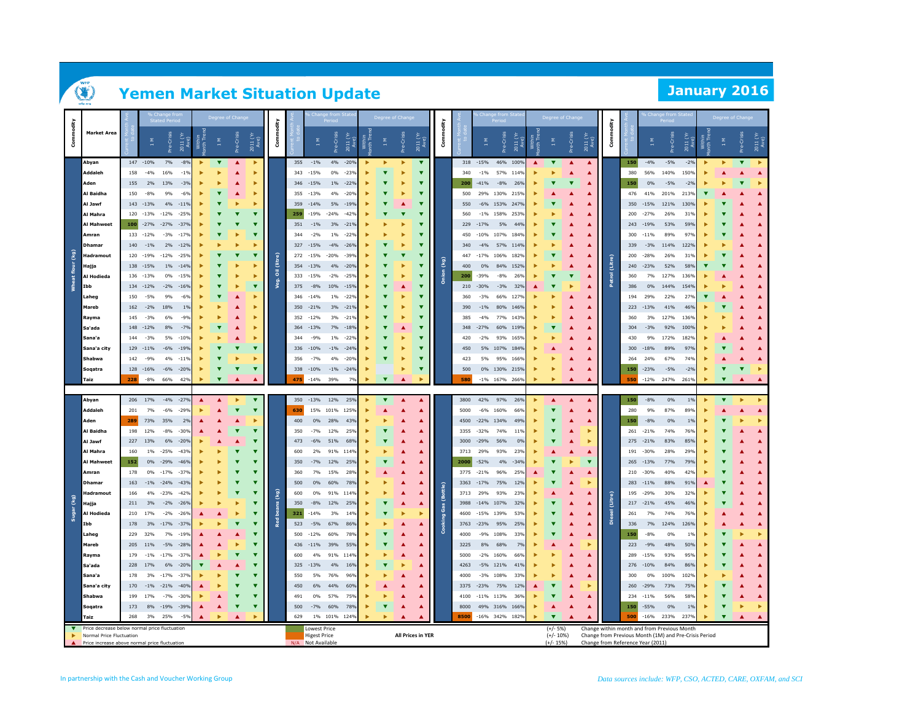# Yemen Market Situation Update

**January 2016**

Current Month Ave. to date, and % Change from Stated Period (1 M, Pre-Crisis, 2011 (Yr Ave)). The "Degree of Change" columns (Within Month Trend, 1 M, Pre-Crisis, 2011 (Yr Ave)) use arrow symbols (▼ ► ▲) and cell colours that are not reproduced here.

| Market Area | Wheat flour (kg): Current Month Ave. to date | Wheat flour (kg): 1 M | Wheat flour (kg): Pre-Crisis | Wheat flour (kg): 2011 (Yr Ave) | Veg. Oil (litre): Current Month Ave. to date | Veg. Oil (litre): 1 M | Veg. Oil (litre): Pre-Crisis | Veg. Oil (litre): 2011 (Yr Ave) | Onion (kg): Current Month Ave. to date | Onion (kg): 1 M | Onion (kg): Pre-Crisis | Onion (kg): 2011 (Yr Ave) | Petrol (Litre): Current Month Ave. to date | Petrol (Litre): 1 M | Petrol (Litre): Pre-Crisis | Petrol (Litre): 2011 (Yr Ave) |
|---|---|---|---|---|---|---|---|---|---|---|---|---|---|---|---|---|
| Abyan | 147 | -10% | 7% | -8% | 355 | -1% | 4% | -20% | 318 | -15% | 46% | 100% | 150 | -4% | -5% | -2% |
| Addaleh | 158 | -4% | 16% | -1% | 343 | -15% | 0% | -23% | 340 | -1% | 57% | 114% | 380 | 56% | 140% | 150% |
| Aden | 155 | 2% | 13% | -3% | 346 | -15% | 1% | -22% | 200 | -41% | -8% | 26% | 150 | 0% | -5% | -2% |
| Al Baidha | 150 | -8% | 9% | -6% | 355 | -13% | 4% | -20% | 500 | 29% | 130% | 215% | 476 | 41% | 201% | 213% |
| Al Jawf | 143 | -13% | 4% | -11% | 359 | -14% | 5% | -19% | 550 | -6% | 153% | 247% | 350 | -15% | 121% | 130% |
| Al Mahra | 120 | -13% | -12% | -25% | 259 | -19% | -24% | -42% | 560 | -1% | 158% | 253% | 200 | -27% | 26% | 31% |
| Al Mahweet | 100 | -27% | -27% | -37% | 351 | -1% | 3% | -21% | 229 | -17% | 5% | 44% | 243 | -19% | 53% | 59% |
| Amran | 133 | -12% | -3% | -17% | 344 | -2% | 1% | -22% | 450 | -10% | 107% | 184% | 300 | -11% | 89% | 97% |
| Dhamar | 140 | -1% | 2% | -12% | 327 | -15% | -4% | -26% | 340 | -4% | 57% | 114% | 339 | -3% | 114% | 122% |
| Hadramout | 120 | -19% | -12% | -25% | 272 | -15% | -20% | -39% | 447 | -17% | 106% | 182% | 200 | -28% | 26% | 31% |
| Hajja | 138 | -15% | 1% | -14% | 354 | -13% | 4% | -20% | 400 | 0% | 84% | 152% | 240 | -23% | 52% | 58% |
| Al Hodieda | 136 | -13% | 0% | -15% | 333 | -15% | -2% | -25% | 200 | -39% | -8% | 26% | 360 | 7% | 127% | 136% |
| Ibb | 134 | -12% | -2% | -16% | 375 | -8% | 10% | -15% | 210 | -30% | -3% | 32% | 386 | 0% | 144% | 154% |
| Laheg | 150 | -5% | 9% | -6% | 346 | -14% | 1% | -22% | 360 | -3% | 66% | 127% | 194 | 29% | 22% | 27% |
| Mareb | 162 | -2% | 18% | 1% | 350 | -21% | 3% | -21% | 390 | -1% | 80% | 146% | 223 | -13% | 41% | 46% |
| Rayma | 145 | -3% | 6% | -9% | 352 | -12% | 3% | -21% | 385 | -4% | 77% | 143% | 360 | 3% | 127% | 136% |
| Sa'ada | 148 | -12% | 8% | -7% | 364 | -13% | 7% | -18% | 348 | -27% | 60% | 119% | 304 | -3% | 92% | 100% |
| Sana'a | 144 | -3% | 5% | -10% | 344 | -9% | 1% | -22% | 420 | -2% | 93% | 165% | 430 | 9% | 172% | 182% |
| Sana'a city | 129 | -11% | -6% | -19% | 336 | -10% | -1% | -24% | 450 | 5% | 107% | 184% | 300 | -18% | 89% | 97% |
| Shabwa | 142 | -9% | 4% | -11% | 356 | -7% | 4% | -20% | 423 | 5% | 95% | 166% | 264 | 24% | 67% | 74% |
| Soqatra | 128 | -16% | -6% | -20% | 338 | -10% | -1% | -24% | 500 | 0% | 130% | 215% | 150 | -23% | -5% | -2% |
| Taiz | 228 | -8% | 66% | 42% | 475 | -14% | 39% | 7% | 580 | -1% | 167% | 266% | 550 | -12% | 247% | 261% |

| Market Area | Sugar (kg): Current Month Ave. to date | Sugar (kg): 1 M | Sugar (kg): Pre-Crisis | Sugar (kg): 2011 (Yr Ave) | Red beans (kg): Current Month Ave. to date | Red beans (kg): 1 M | Red beans (kg): Pre-Crisis | Red beans (kg): 2011 (Yr Ave) | Cooking Gas (Bottle): Current Month Ave. to date | Cooking Gas (Bottle): 1 M | Cooking Gas (Bottle): Pre-Crisis | Cooking Gas (Bottle): 2011 (Yr Ave) | Diesel (Litre): Current Month Ave. to date | Diesel (Litre): 1 M | Diesel (Litre): Pre-Crisis | Diesel (Litre): 2011 (Yr Ave) |
|---|---|---|---|---|---|---|---|---|---|---|---|---|---|---|---|---|
| Abyan | 206 | 17% | -4% | -27% | 350 | -13% | 12% | 25% | 3800 | 42% | 97% | 26% | 150 | -8% | 0% | 1% |
| Addaleh | 201 | 7% | -6% | -29% | 630 | 15% | 101% | 125% | 5000 | -6% | 160% | 66% | 280 | 9% | 87% | 89% |
| Aden | 289 | 73% | 35% | 2% | 400 | 0% | 28% | 43% | 4500 | -22% | 134% | 49% | 150 | -8% | 0% | 1% |
| Al Baidha | 198 | 12% | -8% | -30% | 350 | -7% | 12% | 25% | 3355 | -32% | 74% | 11% | 261 | -21% | 74% | 76% |
| Al Jawf | 227 | 13% | 6% | -20% | 473 | -6% | 51% | 68% | 3000 | -29% | 56% | 0% | 275 | -21% | 83% | 85% |
| Al Mahra | 160 | 1% | -25% | -43% | 600 | 2% | 91% | 114% | 3713 | 29% | 93% | 23% | 191 | -30% | 28% | 29% |
| Al Mahweet | 152 | 0% | -29% | -46% | 350 | -7% | 12% | 25% | 2000 | -52% | 4% | -34% | 265 | -13% | 77% | 79% |
| Amran | 178 | 0% | -17% | -37% | 360 | 7% | 15% | 28% | 3775 | -21% | 96% | 25% | 210 | -30% | 40% | 42% |
| Dhamar | 163 | -1% | -24% | -43% | 500 | 0% | 60% | 78% | 3363 | -17% | 75% | 12% | 283 | -11% | 88% | 91% |
| Hadramout | 166 | 4% | -23% | -42% | 600 | 0% | 91% | 114% | 3713 | 29% | 93% | 23% | 195 | -29% | 30% | 32% |
| Hajja | 211 | 3% | -2% | -26% | 350 | -8% | 12% | 25% | 3988 | -14% | 107% | 32% | 217 | -21% | 45% | 46% |
| Al Hodieda | 210 | 17% | -2% | -26% | 321 | -14% | 3% | 14% | 4600 | -15% | 139% | 53% | 261 | 7% | 74% | 76% |
| Ibb | 178 | 3% | -17% | -37% | 523 | -5% | 67% | 86% | 3763 | -23% | 95% | 25% | 336 | 7% | 124% | 126% |
| Laheg | 229 | 32% | 7% | -19% | 500 | -12% | 60% | 78% | 4000 | -9% | 108% | 33% | 150 | -8% | 0% | 1% |
| Mareb | 205 | 11% | -5% | -28% | 436 | -11% | 39% | 55% | 3225 | 8% | 68% | 7% | 223 | -9% | 48% | 50% |
| Rayma | 179 | -1% | -17% | -37% | 600 | 4% | 91% | 114% | 5000 | -2% | 160% | 66% | 289 | -15% | 93% | 95% |
| Sa'ada | 228 | 17% | 6% | -20% | 325 | -13% | 4% | 16% | 4263 | -5% | 121% | 41% | 276 | -10% | 84% | 86% |
| Sana'a | 178 | 3% | -17% | -37% | 550 | 5% | 76% | 96% | 4000 | -3% | 108% | 33% | 300 | 0% | 100% | 102% |
| Sana'a city | 170 | -1% | -21% | -40% | 450 | 6% | 44% | 60% | 3375 | -23% | 75% | 12% | 260 | -29% | 73% | 75% |
| Shabwa | 199 | 17% | -7% | -30% | 491 | 0% | 57% | 75% | 4100 | -11% | 113% | 36% | 234 | -11% | 56% | 58% |
| Soqatra | 173 | 8% | -19% | -39% | 500 | -7% | 60% | 78% | 8000 | 49% | 316% | 166% | 150 | -55% | 0% | 1% |
| Taiz | 268 | 3% | 25% | -5% | 629 | 1% | 101% | 124% | 8500 | -16% | 342% | 182% | 500 | -16% | 233% | 237% |

▼ Price decrease below normal price fluctuation
► Normal Price Fluctuation
▲ Price increase above normal price fluctuation

Lowest Price
Higest Price
N/A Not Available

**All Prices in YER**

(+/- 5%) Change within month and from Previous Month
(+/- 10%) Change from Previous Month (1M) and Pre-Crisis Period
(+/- 15%) Change from Reference Year (2011)

In partnership with the Cash and Voucher Working Group

*Data sources include: WFP, CSO, ACTED, CARE, OXFAM, and SCI*